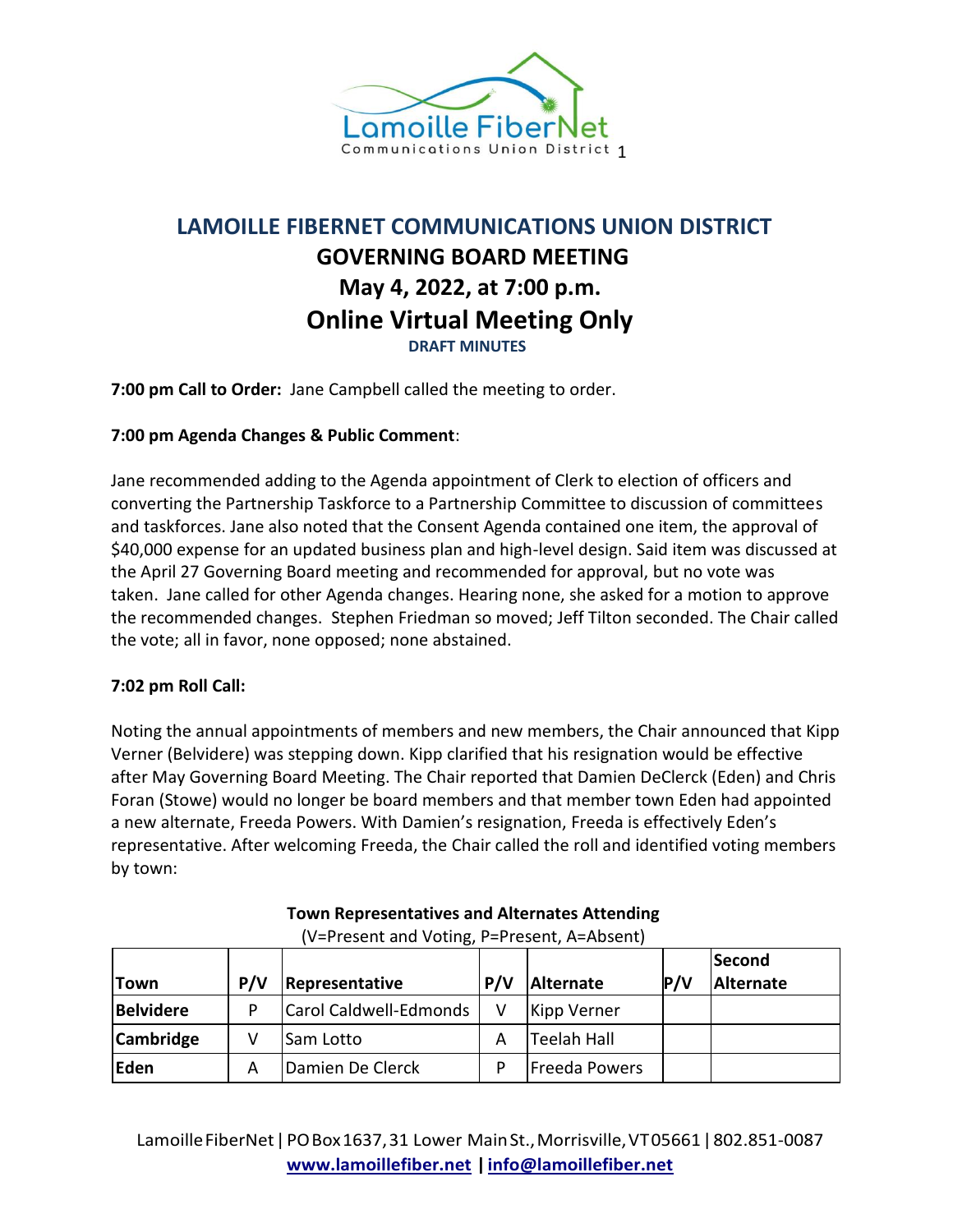# LAMOILLE FIBERNET COMMUNICATIONS UNION DISTRICT

## GOVERNING BOARD MEETING

## May 4, 2022, at 7:00 p.m.

## Online Virtual Meeting Only

**DRAFT MINUTES**

**7:00 pm Call to Order:** Jane Campbell called the meeting to order.

**7:00 pm Agenda Changes & Public Comment**:

Jane recommended adding to the Agenda appointment of Clerk to election of officers and converting the Partnership Taskforce to a Partnership Committee to discussion of committees and taskforces. Jane also noted that the Consent Agenda contained one item, the approval of $40,000 expense for an updated business plan and high-level design. Said item was discussed at the April 27 Governing Board meeting and recommended for approval, but no vote was taken. Jane called for other Agenda changes. Hearing none, she asked for a motion to approve the recommended changes. Stephen Friedman so moved; Jeff Tilton seconded. The Chair called the vote; all in favor, none opposed; none abstained.

**7:02 pm Roll Call:**

Noting the annual appointments of members and new members, the Chair announced that Kipp Verner (Belvidere) was stepping down. Kipp clarified that his resignation would be effective after May Governing Board Meeting. The Chair reported that Damien DeClerck (Eden) and Chris Foran (Stowe) would no longer be board members and that member town Eden had appointed a new alternate, Freeda Powers. With Damien's resignation, Freeda is effectively Eden's representative. After welcoming Freeda, the Chair called the roll and identified voting members by town:

**Town Representatives and Alternates Attending**

(V=Present and Voting, P=Present, A=Absent)

| Town | P/V | Representative | P/V | Alternate | P/V | Second Alternate |
|---|---|---|---|---|---|---|
| **Belvidere** | P | Carol Caldwell-Edmonds | V | Kipp Verner | | |
| **Cambridge** | V | Sam Lotto | A | Teelah Hall | | |
| **Eden** | A | Damien De Clerck | P | Freeda Powers | | |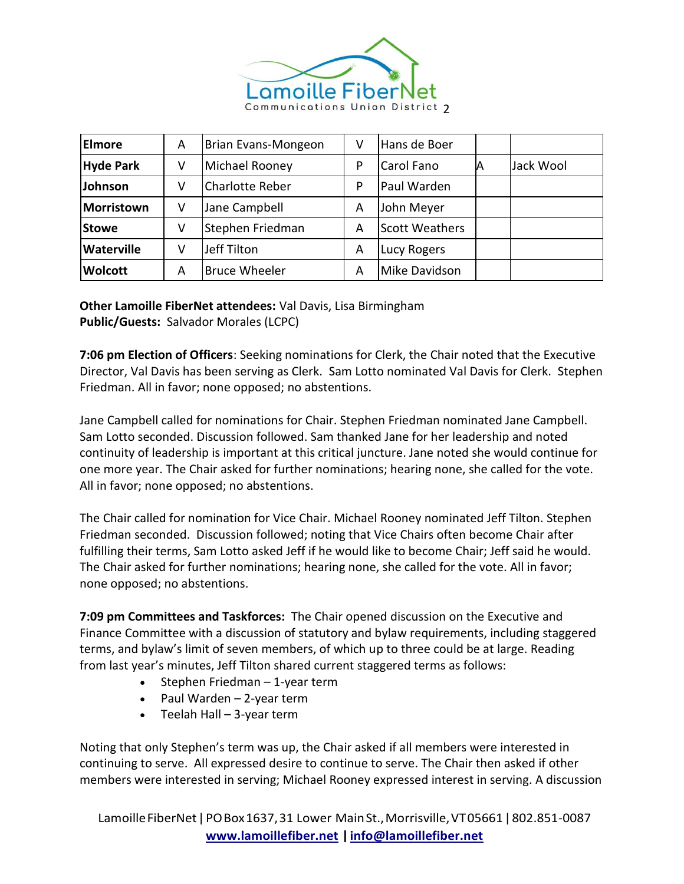| Elmore | A | Brian Evans-Mongeon | V | Hans de Boer | | |
|---|---|---|---|---|---|---|
| Hyde Park | V | Michael Rooney | P | Carol Fano | A | Jack Wool |
| Johnson | V | Charlotte Reber | P | Paul Warden | | |
| Morristown | V | Jane Campbell | A | John Meyer | | |
| Stowe | V | Stephen Friedman | A | Scott Weathers | | |
| Waterville | V | Jeff Tilton | A | Lucy Rogers | | |
| Wolcott | A | Bruce Wheeler | A | Mike Davidson | | |

**Other Lamoille FiberNet attendees:** Val Davis, Lisa Birmingham
**Public/Guests:** Salvador Morales (LCPC)

**7:06 pm Election of Officers**: Seeking nominations for Clerk, the Chair noted that the Executive Director, Val Davis has been serving as Clerk. Sam Lotto nominated Val Davis for Clerk. Stephen Friedman. All in favor; none opposed; no abstentions.

Jane Campbell called for nominations for Chair. Stephen Friedman nominated Jane Campbell. Sam Lotto seconded. Discussion followed. Sam thanked Jane for her leadership and noted continuity of leadership is important at this critical juncture. Jane noted she would continue for one more year. The Chair asked for further nominations; hearing none, she called for the vote. All in favor; none opposed; no abstentions.

The Chair called for nomination for Vice Chair. Michael Rooney nominated Jeff Tilton. Stephen Friedman seconded. Discussion followed; noting that Vice Chairs often become Chair after fulfilling their terms, Sam Lotto asked Jeff if he would like to become Chair; Jeff said he would. The Chair asked for further nominations; hearing none, she called for the vote. All in favor; none opposed; no abstentions.

**7:09 pm Committees and Taskforces:** The Chair opened discussion on the Executive and Finance Committee with a discussion of statutory and bylaw requirements, including staggered terms, and bylaw's limit of seven members, of which up to three could be at large. Reading from last year's minutes, Jeff Tilton shared current staggered terms as follows:

- Stephen Friedman – 1-year term
- Paul Warden – 2-year term
- Teelah Hall – 3-year term

Noting that only Stephen's term was up, the Chair asked if all members were interested in continuing to serve. All expressed desire to continue to serve. The Chair then asked if other members were interested in serving; Michael Rooney expressed interest in serving. A discussion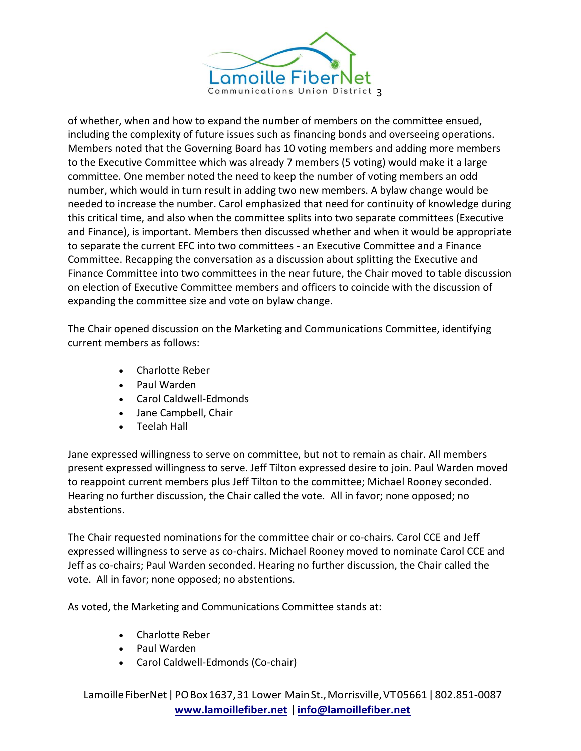of whether, when and how to expand the number of members on the committee ensued, including the complexity of future issues such as financing bonds and overseeing operations. Members noted that the Governing Board has 10 voting members and adding more members to the Executive Committee which was already 7 members (5 voting) would make it a large committee. One member noted the need to keep the number of voting members an odd number, which would in turn result in adding two new members. A bylaw change would be needed to increase the number. Carol emphasized that need for continuity of knowledge during this critical time, and also when the committee splits into two separate committees (Executive and Finance), is important. Members then discussed whether and when it would be appropriate to separate the current EFC into two committees - an Executive Committee and a Finance Committee. Recapping the conversation as a discussion about splitting the Executive and Finance Committee into two committees in the near future, the Chair moved to table discussion on election of Executive Committee members and officers to coincide with the discussion of expanding the committee size and vote on bylaw change.

The Chair opened discussion on the Marketing and Communications Committee, identifying current members as follows:

- Charlotte Reber
- Paul Warden
- Carol Caldwell-Edmonds
- Jane Campbell, Chair
- Teelah Hall

Jane expressed willingness to serve on committee, but not to remain as chair. All members present expressed willingness to serve. Jeff Tilton expressed desire to join. Paul Warden moved to reappoint current members plus Jeff Tilton to the committee; Michael Rooney seconded. Hearing no further discussion, the Chair called the vote. All in favor; none opposed; no abstentions.

The Chair requested nominations for the committee chair or co-chairs. Carol CCE and Jeff expressed willingness to serve as co-chairs. Michael Rooney moved to nominate Carol CCE and Jeff as co-chairs; Paul Warden seconded. Hearing no further discussion, the Chair called the vote. All in favor; none opposed; no abstentions.

As voted, the Marketing and Communications Committee stands at:

- Charlotte Reber
- Paul Warden
- Carol Caldwell-Edmonds (Co-chair)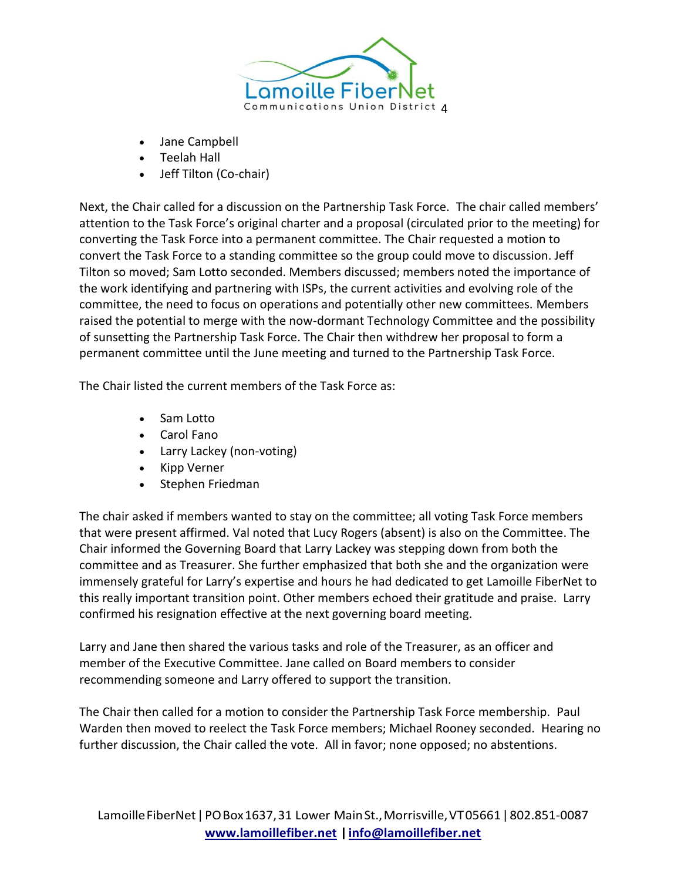- Jane Campbell
- Teelah Hall
- Jeff Tilton (Co-chair)

Next, the Chair called for a discussion on the Partnership Task Force. The chair called members' attention to the Task Force's original charter and a proposal (circulated prior to the meeting) for converting the Task Force into a permanent committee. The Chair requested a motion to convert the Task Force to a standing committee so the group could move to discussion. Jeff Tilton so moved; Sam Lotto seconded. Members discussed; members noted the importance of the work identifying and partnering with ISPs, the current activities and evolving role of the committee, the need to focus on operations and potentially other new committees. Members raised the potential to merge with the now-dormant Technology Committee and the possibility of sunsetting the Partnership Task Force. The Chair then withdrew her proposal to form a permanent committee until the June meeting and turned to the Partnership Task Force.

The Chair listed the current members of the Task Force as:

- Sam Lotto
- Carol Fano
- Larry Lackey (non-voting)
- Kipp Verner
- Stephen Friedman

The chair asked if members wanted to stay on the committee; all voting Task Force members that were present affirmed. Val noted that Lucy Rogers (absent) is also on the Committee. The Chair informed the Governing Board that Larry Lackey was stepping down from both the committee and as Treasurer. She further emphasized that both she and the organization were immensely grateful for Larry's expertise and hours he had dedicated to get Lamoille FiberNet to this really important transition point. Other members echoed their gratitude and praise. Larry confirmed his resignation effective at the next governing board meeting.

Larry and Jane then shared the various tasks and role of the Treasurer, as an officer and member of the Executive Committee. Jane called on Board members to consider recommending someone and Larry offered to support the transition.

The Chair then called for a motion to consider the Partnership Task Force membership. Paul Warden then moved to reelect the Task Force members; Michael Rooney seconded. Hearing no further discussion, the Chair called the vote. All in favor; none opposed; no abstentions.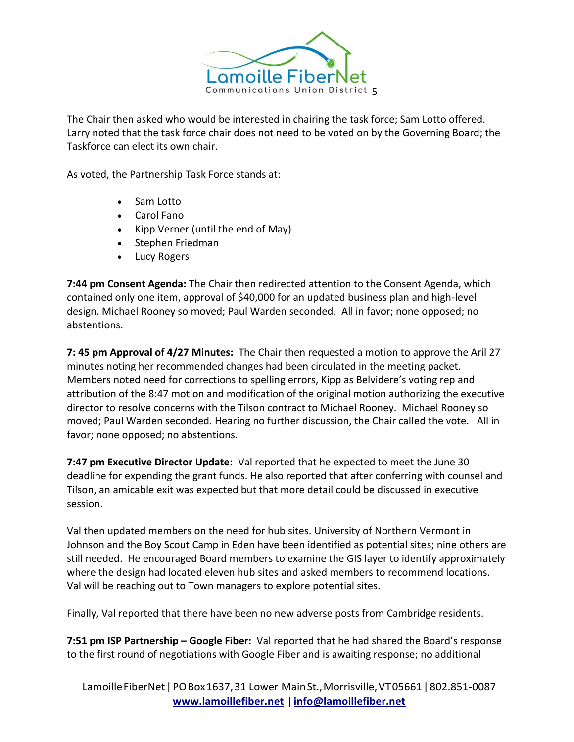The Chair then asked who would be interested in chairing the task force; Sam Lotto offered. Larry noted that the task force chair does not need to be voted on by the Governing Board; the Taskforce can elect its own chair.

As voted, the Partnership Task Force stands at:

- Sam Lotto
- Carol Fano
- Kipp Verner (until the end of May)
- Stephen Friedman
- Lucy Rogers

**7:44 pm Consent Agenda:** The Chair then redirected attention to the Consent Agenda, which contained only one item, approval of $40,000 for an updated business plan and high-level design. Michael Rooney so moved; Paul Warden seconded. All in favor; none opposed; no abstentions.

**7: 45 pm Approval of 4/27 Minutes:** The Chair then requested a motion to approve the Aril 27 minutes noting her recommended changes had been circulated in the meeting packet. Members noted need for corrections to spelling errors, Kipp as Belvidere's voting rep and attribution of the 8:47 motion and modification of the original motion authorizing the executive director to resolve concerns with the Tilson contract to Michael Rooney. Michael Rooney so moved; Paul Warden seconded. Hearing no further discussion, the Chair called the vote. All in favor; none opposed; no abstentions.

**7:47 pm Executive Director Update:** Val reported that he expected to meet the June 30 deadline for expending the grant funds. He also reported that after conferring with counsel and Tilson, an amicable exit was expected but that more detail could be discussed in executive session.

Val then updated members on the need for hub sites. University of Northern Vermont in Johnson and the Boy Scout Camp in Eden have been identified as potential sites; nine others are still needed. He encouraged Board members to examine the GIS layer to identify approximately where the design had located eleven hub sites and asked members to recommend locations. Val will be reaching out to Town managers to explore potential sites.

Finally, Val reported that there have been no new adverse posts from Cambridge residents.

**7:51 pm ISP Partnership – Google Fiber:** Val reported that he had shared the Board's response to the first round of negotiations with Google Fiber and is awaiting response; no additional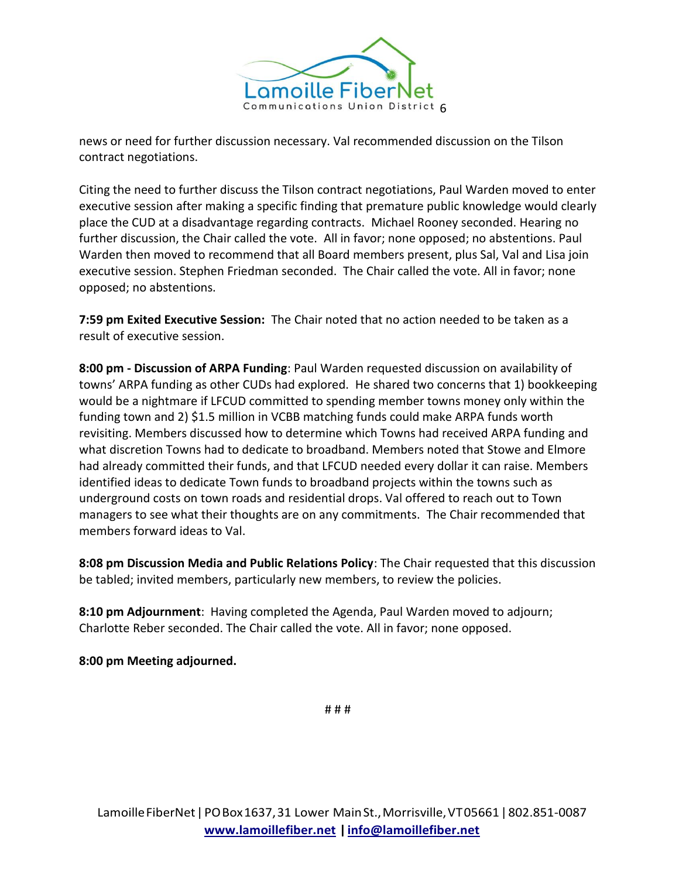news or need for further discussion necessary. Val recommended discussion on the Tilson contract negotiations.

Citing the need to further discuss the Tilson contract negotiations, Paul Warden moved to enter executive session after making a specific finding that premature public knowledge would clearly place the CUD at a disadvantage regarding contracts. Michael Rooney seconded. Hearing no further discussion, the Chair called the vote. All in favor; none opposed; no abstentions. Paul Warden then moved to recommend that all Board members present, plus Sal, Val and Lisa join executive session. Stephen Friedman seconded. The Chair called the vote. All in favor; none opposed; no abstentions.

**7:59 pm Exited Executive Session:** The Chair noted that no action needed to be taken as a result of executive session.

**8:00 pm - Discussion of ARPA Funding**: Paul Warden requested discussion on availability of towns' ARPA funding as other CUDs had explored. He shared two concerns that 1) bookkeeping would be a nightmare if LFCUD committed to spending member towns money only within the funding town and 2) $1.5 million in VCBB matching funds could make ARPA funds worth revisiting. Members discussed how to determine which Towns had received ARPA funding and what discretion Towns had to dedicate to broadband. Members noted that Stowe and Elmore had already committed their funds, and that LFCUD needed every dollar it can raise. Members identified ideas to dedicate Town funds to broadband projects within the towns such as underground costs on town roads and residential drops. Val offered to reach out to Town managers to see what their thoughts are on any commitments. The Chair recommended that members forward ideas to Val.

**8:08 pm Discussion Media and Public Relations Policy**: The Chair requested that this discussion be tabled; invited members, particularly new members, to review the policies.

**8:10 pm Adjournment**: Having completed the Agenda, Paul Warden moved to adjourn; Charlotte Reber seconded. The Chair called the vote. All in favor; none opposed.

**8:00 pm Meeting adjourned.**

# # #